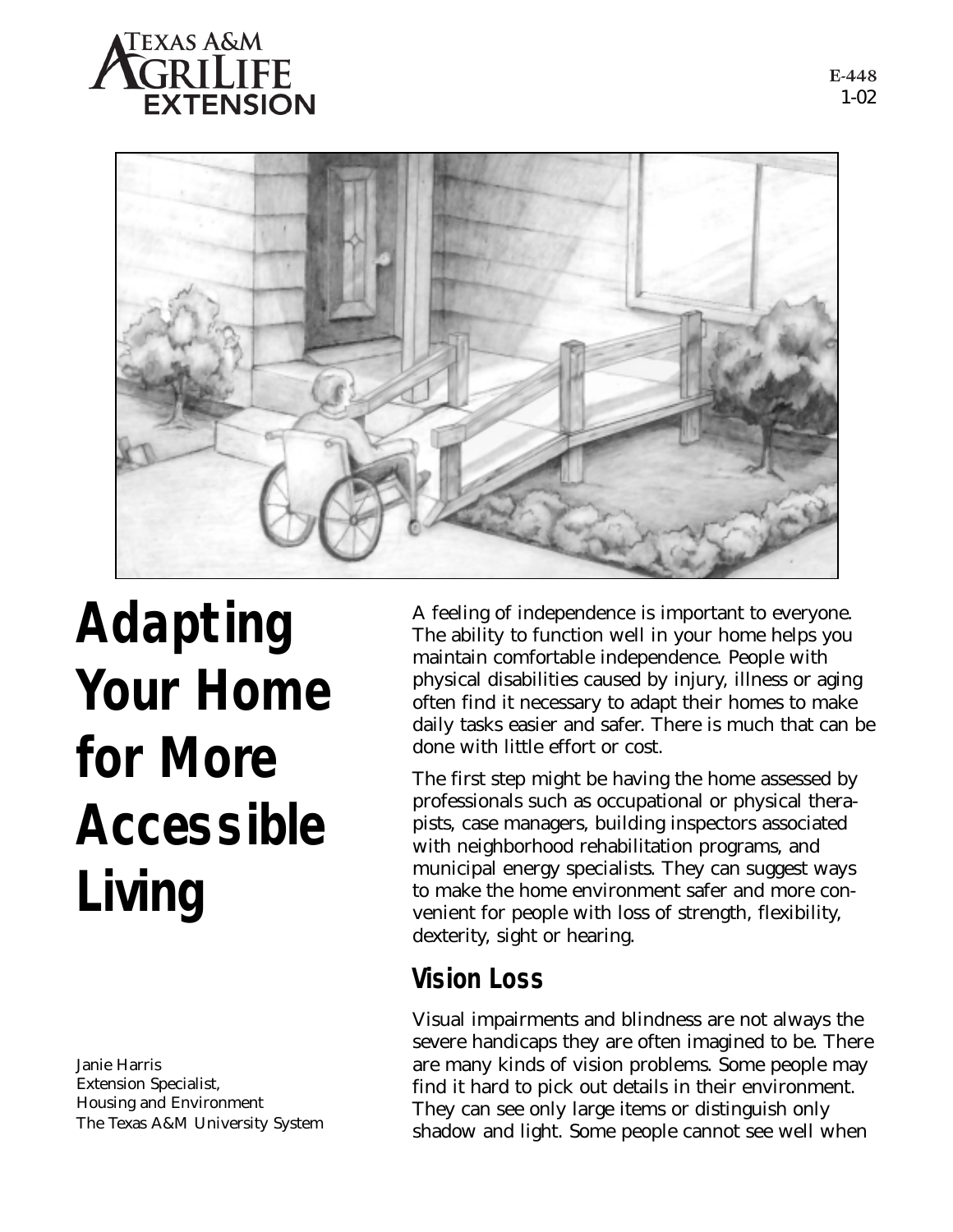Texas A&M AgriLife Extension

E-448
1-02

# Adapting Your Home for More Accessible Living

Janie Harris
Extension Specialist,
Housing and Environment
The Texas A&M University System

A feeling of independence is important to everyone. The ability to function well in your home helps you maintain comfortable independence. People with physical disabilities caused by injury, illness or aging often find it necessary to adapt their homes to make daily tasks easier and safer. There is much that can be done with little effort or cost.

The first step might be having the home assessed by professionals such as occupational or physical therapists, case managers, building inspectors associated with neighborhood rehabilitation programs, and municipal energy specialists. They can suggest ways to make the home environment safer and more convenient for people with loss of strength, flexibility, dexterity, sight or hearing.

## Vision Loss

Visual impairments and blindness are not always the severe handicaps they are often imagined to be. There are many kinds of vision problems. Some people may find it hard to pick out details in their environment. They can see only large items or distinguish only shadow and light. Some people cannot see well when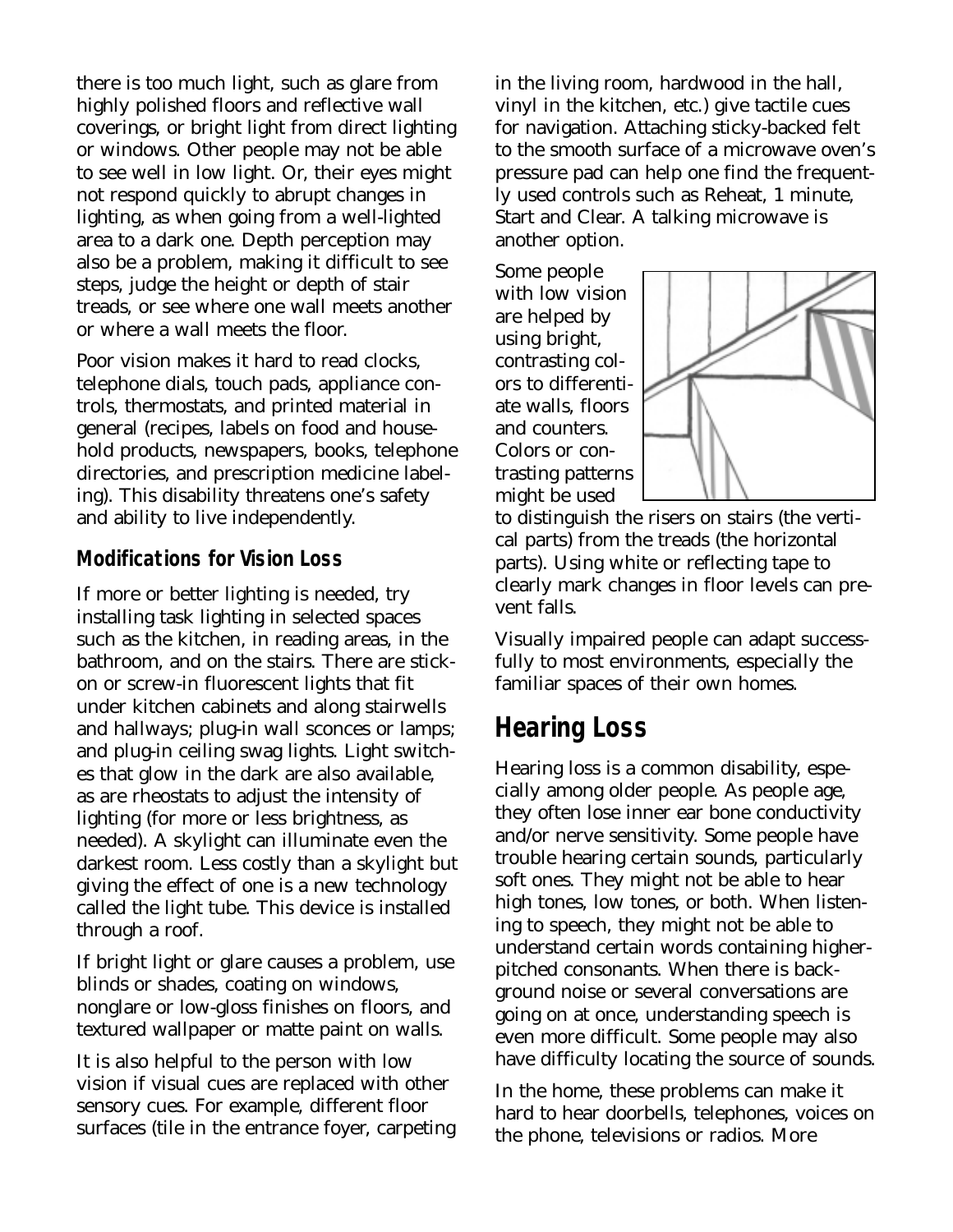there is too much light, such as glare from highly polished floors and reflective wall coverings, or bright light from direct lighting or windows. Other people may not be able to see well in low light. Or, their eyes might not respond quickly to abrupt changes in lighting, as when going from a well-lighted area to a dark one. Depth perception may also be a problem, making it difficult to see steps, judge the height or depth of stair treads, or see where one wall meets another or where a wall meets the floor.

Poor vision makes it hard to read clocks, telephone dials, touch pads, appliance controls, thermostats, and printed material in general (recipes, labels on food and household products, newspapers, books, telephone directories, and prescription medicine labeling). This disability threatens one's safety and ability to live independently.

### Modifications for Vision Loss

If more or better lighting is needed, try installing task lighting in selected spaces such as the kitchen, in reading areas, in the bathroom, and on the stairs. There are stick-on or screw-in fluorescent lights that fit under kitchen cabinets and along stairwells and hallways; plug-in wall sconces or lamps; and plug-in ceiling swag lights. Light switches that glow in the dark are also available, as are rheostats to adjust the intensity of lighting (for more or less brightness, as needed). A skylight can illuminate even the darkest room. Less costly than a skylight but giving the effect of one is a new technology called the light tube. This device is installed through a roof.

If bright light or glare causes a problem, use blinds or shades, coating on windows, nonglare or low-gloss finishes on floors, and textured wallpaper or matte paint on walls.

It is also helpful to the person with low vision if visual cues are replaced with other sensory cues. For example, different floor surfaces (tile in the entrance foyer, carpeting in the living room, hardwood in the hall, vinyl in the kitchen, etc.) give tactile cues for navigation. Attaching sticky-backed felt to the smooth surface of a microwave oven's pressure pad can help one find the frequently used controls such as Reheat, 1 minute, Start and Clear. A talking microwave is another option.

Some people with low vision are helped by using bright, contrasting colors to differentiate walls, floors and counters. Colors or contrasting patterns might be used to distinguish the risers on stairs (the vertical parts) from the treads (the horizontal parts). Using white or reflecting tape to clearly mark changes in floor levels can prevent falls.

Visually impaired people can adapt successfully to most environments, especially the familiar spaces of their own homes.

## Hearing Loss

Hearing loss is a common disability, especially among older people. As people age, they often lose inner ear bone conductivity and/or nerve sensitivity. Some people have trouble hearing certain sounds, particularly soft ones. They might not be able to hear high tones, low tones, or both. When listening to speech, they might not be able to understand certain words containing higher-pitched consonants. When there is background noise or several conversations are going on at once, understanding speech is even more difficult. Some people may also have difficulty locating the source of sounds.

In the home, these problems can make it hard to hear doorbells, telephones, voices on the phone, televisions or radios. More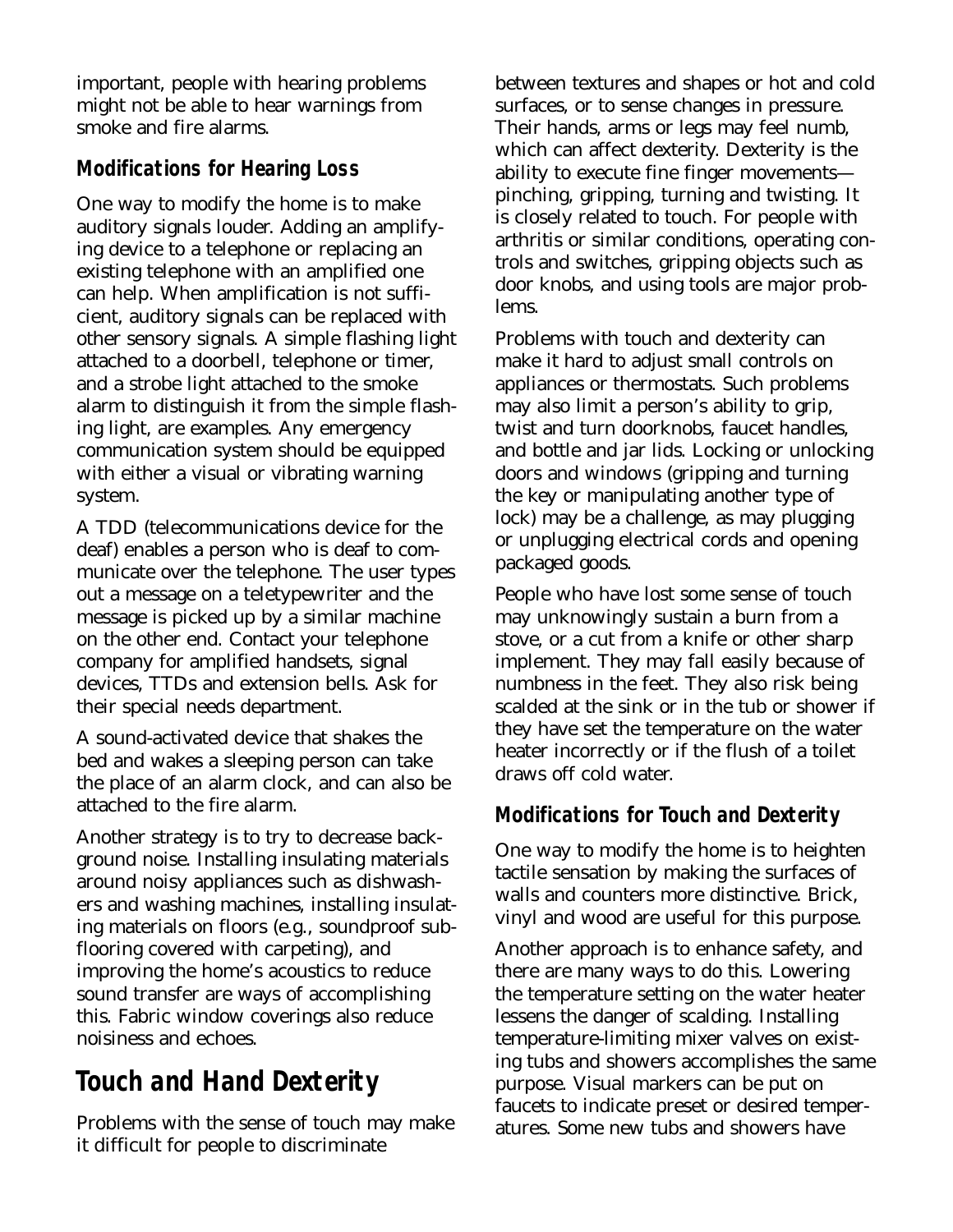important, people with hearing problems might not be able to hear warnings from smoke and fire alarms.

### Modifications for Hearing Loss

One way to modify the home is to make auditory signals louder. Adding an amplifying device to a telephone or replacing an existing telephone with an amplified one can help. When amplification is not sufficient, auditory signals can be replaced with other sensory signals. A simple flashing light attached to a doorbell, telephone or timer, and a strobe light attached to the smoke alarm to distinguish it from the simple flashing light, are examples. Any emergency communication system should be equipped with either a visual or vibrating warning system.

A TDD (telecommunications device for the deaf) enables a person who is deaf to communicate over the telephone. The user types out a message on a teletypewriter and the message is picked up by a similar machine on the other end. Contact your telephone company for amplified handsets, signal devices, TTDs and extension bells. Ask for their special needs department.

A sound-activated device that shakes the bed and wakes a sleeping person can take the place of an alarm clock, and can also be attached to the fire alarm.

Another strategy is to try to decrease background noise. Installing insulating materials around noisy appliances such as dishwashers and washing machines, installing insulating materials on floors (e.g., soundproof subflooring covered with carpeting), and improving the home's acoustics to reduce sound transfer are ways of accomplishing this. Fabric window coverings also reduce noisiness and echoes.

## Touch and Hand Dexterity

Problems with the sense of touch may make it difficult for people to discriminate between textures and shapes or hot and cold surfaces, or to sense changes in pressure. Their hands, arms or legs may feel numb, which can affect dexterity. Dexterity is the ability to execute fine finger movements—pinching, gripping, turning and twisting. It is closely related to touch. For people with arthritis or similar conditions, operating controls and switches, gripping objects such as door knobs, and using tools are major problems.

Problems with touch and dexterity can make it hard to adjust small controls on appliances or thermostats. Such problems may also limit a person's ability to grip, twist and turn doorknobs, faucet handles, and bottle and jar lids. Locking or unlocking doors and windows (gripping and turning the key or manipulating another type of lock) may be a challenge, as may plugging or unplugging electrical cords and opening packaged goods.

People who have lost some sense of touch may unknowingly sustain a burn from a stove, or a cut from a knife or other sharp implement. They may fall easily because of numbness in the feet. They also risk being scalded at the sink or in the tub or shower if they have set the temperature on the water heater incorrectly or if the flush of a toilet draws off cold water.

### Modifications for Touch and Dexterity

One way to modify the home is to heighten tactile sensation by making the surfaces of walls and counters more distinctive. Brick, vinyl and wood are useful for this purpose.

Another approach is to enhance safety, and there are many ways to do this. Lowering the temperature setting on the water heater lessens the danger of scalding. Installing temperature-limiting mixer valves on existing tubs and showers accomplishes the same purpose. Visual markers can be put on faucets to indicate preset or desired temperatures. Some new tubs and showers have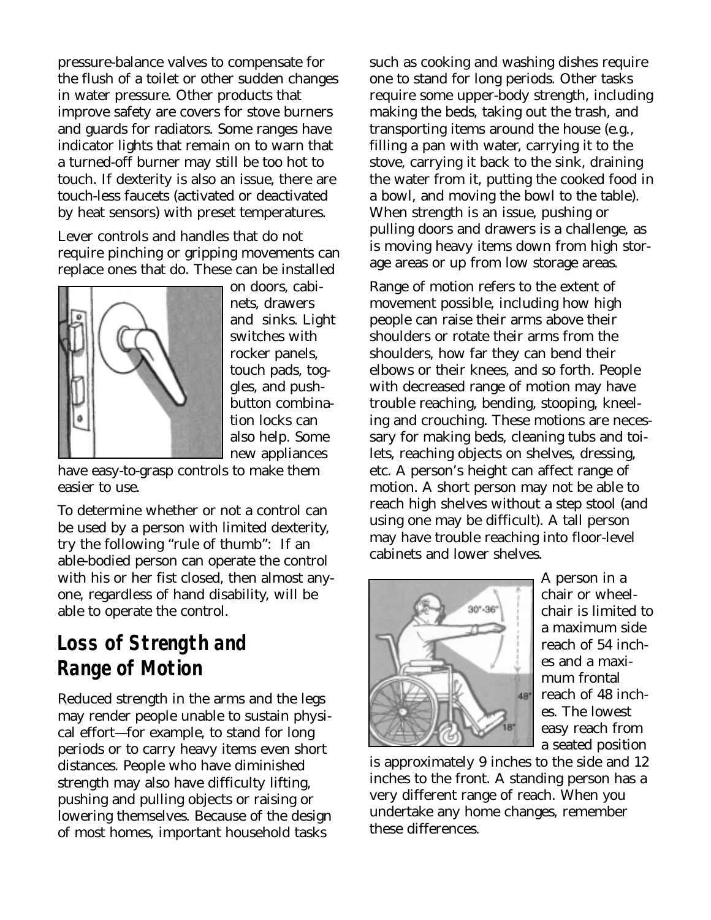pressure-balance valves to compensate for the flush of a toilet or other sudden changes in water pressure. Other products that improve safety are covers for stove burners and guards for radiators. Some ranges have indicator lights that remain on to warn that a turned-off burner may still be too hot to touch. If dexterity is also an issue, there are touch-less faucets (activated or deactivated by heat sensors) with preset temperatures.

Lever controls and handles that do not require pinching or gripping movements can replace ones that do. These can be installed on doors, cabinets, drawers and sinks. Light switches with rocker panels, touch pads, toggles, and push-button combination locks can also help. Some new appliances have easy-to-grasp controls to make them easier to use.

To determine whether or not a control can be used by a person with limited dexterity, try the following "rule of thumb": If an able-bodied person can operate the control with his or her fist closed, then almost anyone, regardless of hand disability, will be able to operate the control.

## Loss of Strength and Range of Motion

Reduced strength in the arms and the legs may render people unable to sustain physical effort—for example, to stand for long periods or to carry heavy items even short distances. People who have diminished strength may also have difficulty lifting, pushing and pulling objects or raising or lowering themselves. Because of the design of most homes, important household tasks such as cooking and washing dishes require one to stand for long periods. Other tasks require some upper-body strength, including making the beds, taking out the trash, and transporting items around the house (e.g., filling a pan with water, carrying it to the stove, carrying it back to the sink, draining the water from it, putting the cooked food in a bowl, and moving the bowl to the table). When strength is an issue, pushing or pulling doors and drawers is a challenge, as is moving heavy items down from high storage areas or up from low storage areas.

Range of motion refers to the extent of movement possible, including how high people can raise their arms above their shoulders or rotate their arms from the shoulders, how far they can bend their elbows or their knees, and so forth. People with decreased range of motion may have trouble reaching, bending, stooping, kneeling and crouching. These motions are necessary for making beds, cleaning tubs and toilets, reaching objects on shelves, dressing, etc. A person's height can affect range of motion. A short person may not be able to reach high shelves without a step stool (and using one may be difficult). A tall person may have trouble reaching into floor-level cabinets and lower shelves.

A person in a chair or wheelchair is limited to a maximum side reach of 54 inches and a maximum frontal reach of 48 inches. The lowest easy reach from a seated position is approximately 9 inches to the side and 12 inches to the front. A standing person has a very different range of reach. When you undertake any home changes, remember these differences.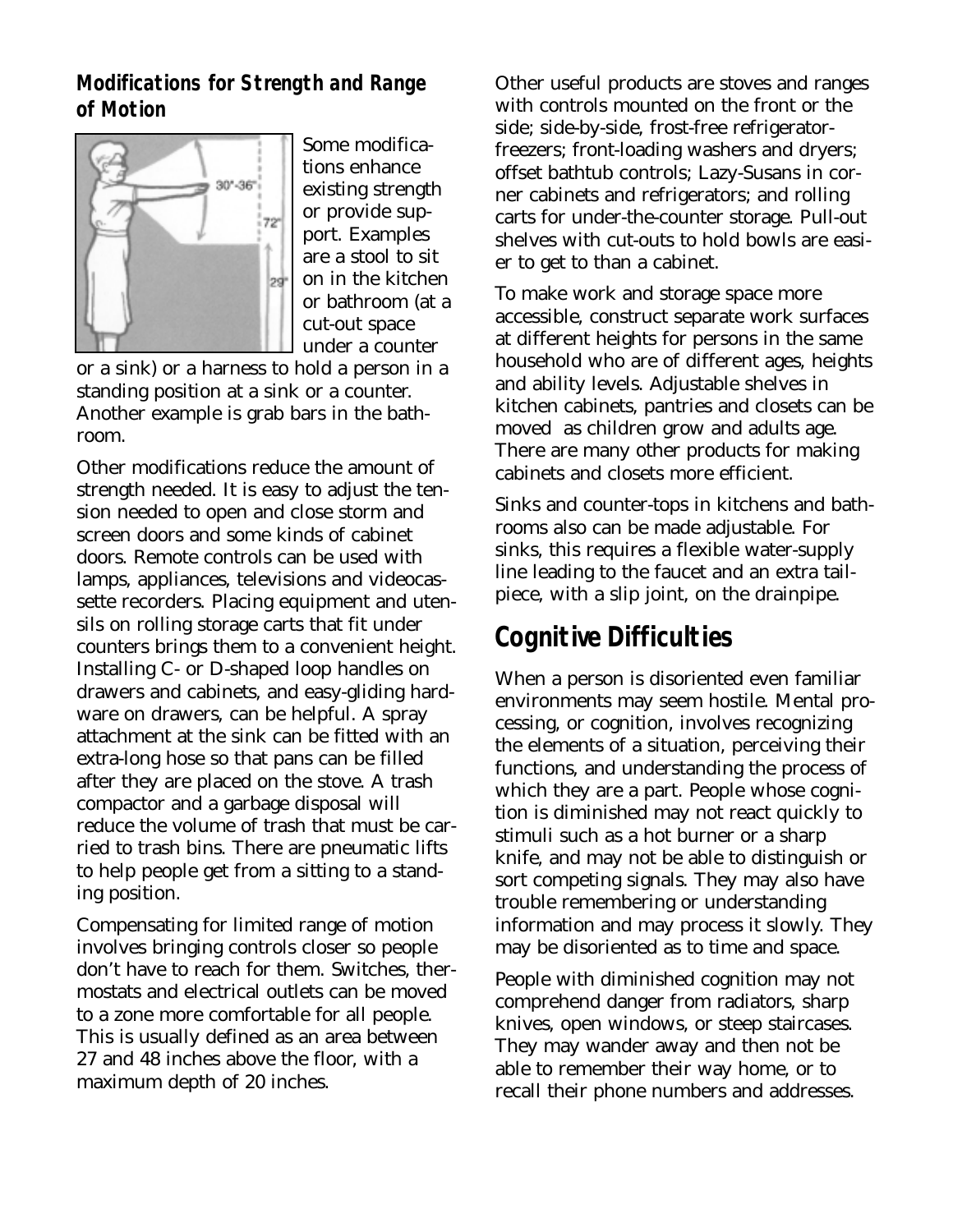### Modifications for Strength and Range of Motion

Some modifications enhance existing strength or provide support. Examples are a stool to sit on in the kitchen or bathroom (at a cut-out space under a counter or a sink) or a harness to hold a person in a standing position at a sink or a counter. Another example is grab bars in the bathroom.

Other modifications reduce the amount of strength needed. It is easy to adjust the tension needed to open and close storm and screen doors and some kinds of cabinet doors. Remote controls can be used with lamps, appliances, televisions and videocassette recorders. Placing equipment and utensils on rolling storage carts that fit under counters brings them to a convenient height. Installing C- or D-shaped loop handles on drawers and cabinets, and easy-gliding hardware on drawers, can be helpful. A spray attachment at the sink can be fitted with an extra-long hose so that pans can be filled after they are placed on the stove. A trash compactor and a garbage disposal will reduce the volume of trash that must be carried to trash bins. There are pneumatic lifts to help people get from a sitting to a standing position.

Compensating for limited range of motion involves bringing controls closer so people don't have to reach for them. Switches, thermostats and electrical outlets can be moved to a zone more comfortable for all people. This is usually defined as an area between 27 and 48 inches above the floor, with a maximum depth of 20 inches.

Other useful products are stoves and ranges with controls mounted on the front or the side; side-by-side, frost-free refrigerator-freezers; front-loading washers and dryers; offset bathtub controls; Lazy-Susans in corner cabinets and refrigerators; and rolling carts for under-the-counter storage. Pull-out shelves with cut-outs to hold bowls are easier to get to than a cabinet.

To make work and storage space more accessible, construct separate work surfaces at different heights for persons in the same household who are of different ages, heights and ability levels. Adjustable shelves in kitchen cabinets, pantries and closets can be moved as children grow and adults age. There are many other products for making cabinets and closets more efficient.

Sinks and counter-tops in kitchens and bathrooms also can be made adjustable. For sinks, this requires a flexible water-supply line leading to the faucet and an extra tailpiece, with a slip joint, on the drainpipe.

## Cognitive Difficulties

When a person is disoriented even familiar environments may seem hostile. Mental processing, or cognition, involves recognizing the elements of a situation, perceiving their functions, and understanding the process of which they are a part. People whose cognition is diminished may not react quickly to stimuli such as a hot burner or a sharp knife, and may not be able to distinguish or sort competing signals. They may also have trouble remembering or understanding information and may process it slowly. They may be disoriented as to time and space.

People with diminished cognition may not comprehend danger from radiators, sharp knives, open windows, or steep staircases. They may wander away and then not be able to remember their way home, or to recall their phone numbers and addresses.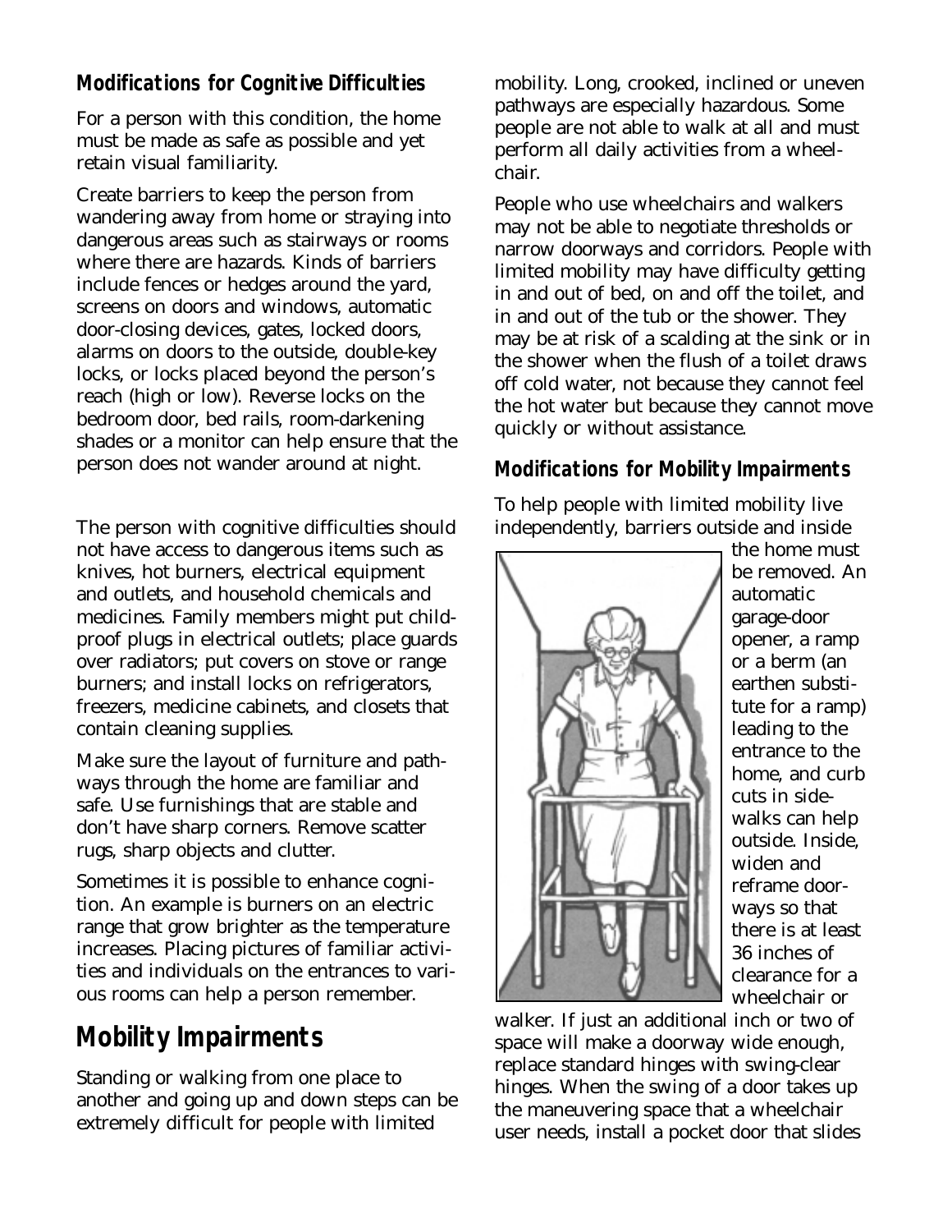### Modifications for Cognitive Difficulties

For a person with this condition, the home must be made as safe as possible and yet retain visual familiarity.

Create barriers to keep the person from wandering away from home or straying into dangerous areas such as stairways or rooms where there are hazards. Kinds of barriers include fences or hedges around the yard, screens on doors and windows, automatic door-closing devices, gates, locked doors, alarms on doors to the outside, double-key locks, or locks placed beyond the person's reach (high or low). Reverse locks on the bedroom door, bed rails, room-darkening shades or a monitor can help ensure that the person does not wander around at night.

The person with cognitive difficulties should not have access to dangerous items such as knives, hot burners, electrical equipment and outlets, and household chemicals and medicines. Family members might put child-proof plugs in electrical outlets; place guards over radiators; put covers on stove or range burners; and install locks on refrigerators, freezers, medicine cabinets, and closets that contain cleaning supplies.

Make sure the layout of furniture and pathways through the home are familiar and safe. Use furnishings that are stable and don't have sharp corners. Remove scatter rugs, sharp objects and clutter.

Sometimes it is possible to enhance cognition. An example is burners on an electric range that grow brighter as the temperature increases. Placing pictures of familiar activities and individuals on the entrances to various rooms can help a person remember.

## Mobility Impairments

Standing or walking from one place to another and going up and down steps can be extremely difficult for people with limited mobility. Long, crooked, inclined or uneven pathways are especially hazardous. Some people are not able to walk at all and must perform all daily activities from a wheelchair.

People who use wheelchairs and walkers may not be able to negotiate thresholds or narrow doorways and corridors. People with limited mobility may have difficulty getting in and out of bed, on and off the toilet, and in and out of the tub or the shower. They may be at risk of a scalding at the sink or in the shower when the flush of a toilet draws off cold water, not because they cannot feel the hot water but because they cannot move quickly or without assistance.

### Modifications for Mobility Impairments

To help people with limited mobility live independently, barriers outside and inside the home must be removed. An automatic garage-door opener, a ramp or a berm (an earthen substitute for a ramp) leading to the entrance to the home, and curb cuts in sidewalks can help outside. Inside, widen and reframe doorways so that there is at least 36 inches of clearance for a wheelchair or walker. If just an additional inch or two of space will make a doorway wide enough, replace standard hinges with swing-clear hinges. When the swing of a door takes up the maneuvering space that a wheelchair user needs, install a pocket door that slides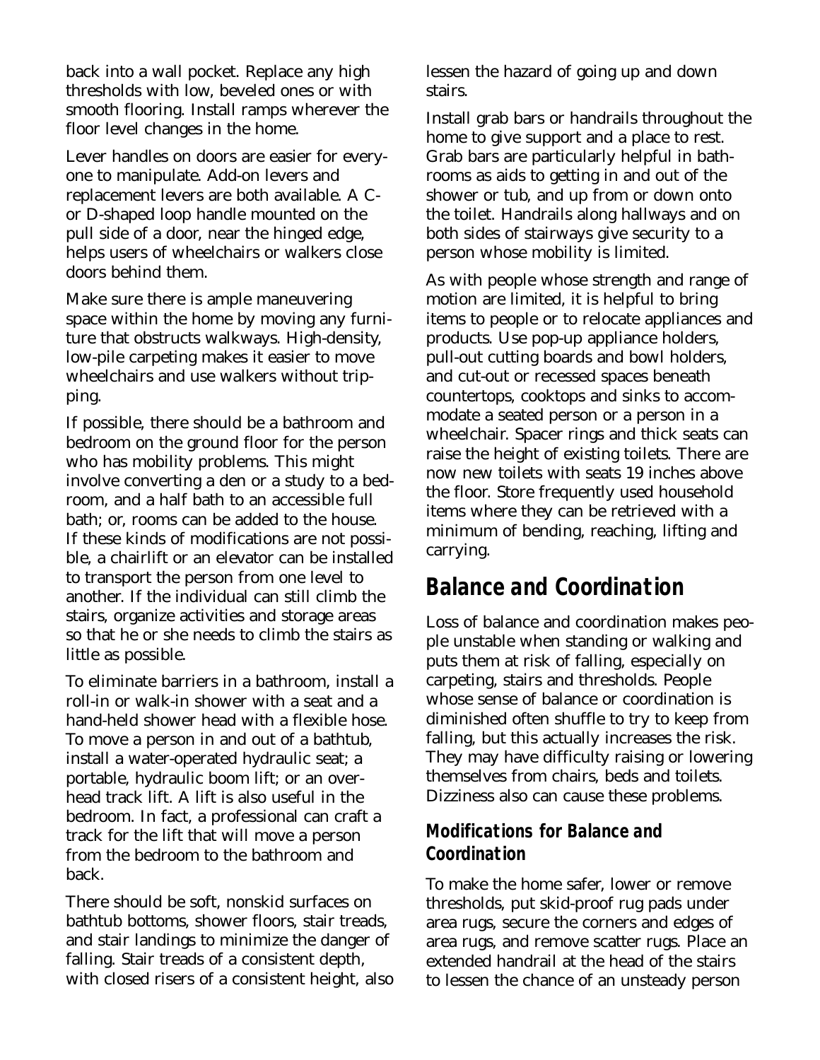back into a wall pocket. Replace any high thresholds with low, beveled ones or with smooth flooring. Install ramps wherever the floor level changes in the home.

Lever handles on doors are easier for everyone to manipulate. Add-on levers and replacement levers are both available. A C- or D-shaped loop handle mounted on the pull side of a door, near the hinged edge, helps users of wheelchairs or walkers close doors behind them.

Make sure there is ample maneuvering space within the home by moving any furniture that obstructs walkways. High-density, low-pile carpeting makes it easier to move wheelchairs and use walkers without tripping.

If possible, there should be a bathroom and bedroom on the ground floor for the person who has mobility problems. This might involve converting a den or a study to a bedroom, and a half bath to an accessible full bath; or, rooms can be added to the house. If these kinds of modifications are not possible, a chairlift or an elevator can be installed to transport the person from one level to another. If the individual can still climb the stairs, organize activities and storage areas so that he or she needs to climb the stairs as little as possible.

To eliminate barriers in a bathroom, install a roll-in or walk-in shower with a seat and a hand-held shower head with a flexible hose. To move a person in and out of a bathtub, install a water-operated hydraulic seat; a portable, hydraulic boom lift; or an overhead track lift. A lift is also useful in the bedroom. In fact, a professional can craft a track for the lift that will move a person from the bedroom to the bathroom and back.

There should be soft, nonskid surfaces on bathtub bottoms, shower floors, stair treads, and stair landings to minimize the danger of falling. Stair treads of a consistent depth, with closed risers of a consistent height, also lessen the hazard of going up and down stairs.

Install grab bars or handrails throughout the home to give support and a place to rest. Grab bars are particularly helpful in bathrooms as aids to getting in and out of the shower or tub, and up from or down onto the toilet. Handrails along hallways and on both sides of stairways give security to a person whose mobility is limited.

As with people whose strength and range of motion are limited, it is helpful to bring items to people or to relocate appliances and products. Use pop-up appliance holders, pull-out cutting boards and bowl holders, and cut-out or recessed spaces beneath countertops, cooktops and sinks to accommodate a seated person or a person in a wheelchair. Spacer rings and thick seats can raise the height of existing toilets. There are now new toilets with seats 19 inches above the floor. Store frequently used household items where they can be retrieved with a minimum of bending, reaching, lifting and carrying.

## Balance and Coordination

Loss of balance and coordination makes people unstable when standing or walking and puts them at risk of falling, especially on carpeting, stairs and thresholds. People whose sense of balance or coordination is diminished often shuffle to try to keep from falling, but this actually increases the risk. They may have difficulty raising or lowering themselves from chairs, beds and toilets. Dizziness also can cause these problems.

### Modifications for Balance and Coordination

To make the home safer, lower or remove thresholds, put skid-proof rug pads under area rugs, secure the corners and edges of area rugs, and remove scatter rugs. Place an extended handrail at the head of the stairs to lessen the chance of an unsteady person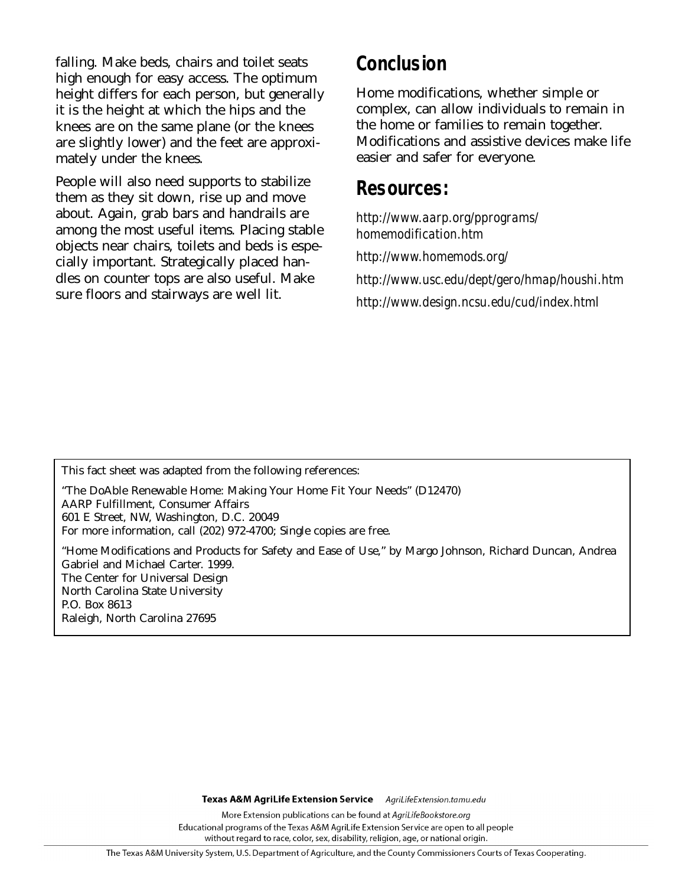falling. Make beds, chairs and toilet seats high enough for easy access. The optimum height differs for each person, but generally it is the height at which the hips and the knees are on the same plane (or the knees are slightly lower) and the feet are approximately under the knees.

People will also need supports to stabilize them as they sit down, rise up and move about. Again, grab bars and handrails are among the most useful items. Placing stable objects near chairs, toilets and beds is especially important. Strategically placed handles on counter tops are also useful. Make sure floors and stairways are well lit.

## Conclusion

Home modifications, whether simple or complex, can allow individuals to remain in the home or families to remain together. Modifications and assistive devices make life easier and safer for everyone.

## Resources:

*http://www.aarp.org/pprograms/homemodification.htm*

*http://www.homemods.org/*

*http://www.usc.edu/dept/gero/hmap/houshi.htm*

*http://www.design.ncsu.edu/cud/index.html*

This fact sheet was adapted from the following references:

"The DoAble Renewable Home: Making Your Home Fit Your Needs" (D12470)
AARP Fulfillment, Consumer Affairs
601 E Street, NW, Washington, D.C. 20049
For more information, call (202) 972-4700; Single copies are free.

"Home Modifications and Products for Safety and Ease of Use," by Margo Johnson, Richard Duncan, Andrea Gabriel and Michael Carter. 1999.
The Center for Universal Design
North Carolina State University
P.O. Box 8613
Raleigh, North Carolina 27695

**Texas A&M AgriLife Extension Service** *AgriLifeExtension.tamu.edu*

More Extension publications can be found at *AgriLifeBookstore.org*

Educational programs of the Texas A&M AgriLife Extension Service are open to all people without regard to race, color, sex, disability, religion, age, or national origin.

The Texas A&M University System, U.S. Department of Agriculture, and the County Commissioners Courts of Texas Cooperating.